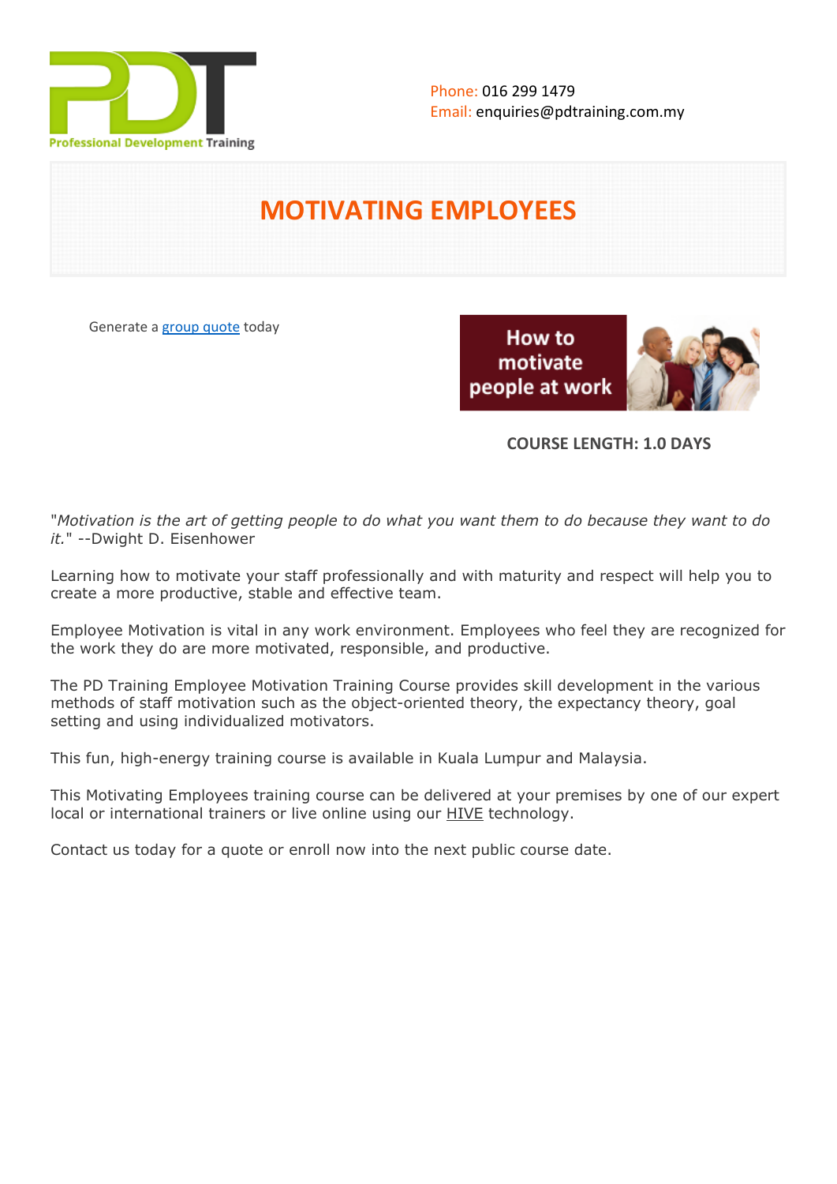Phone: 016 299 1479
Email: enquiries@pdtraining.com.my

# MOTIVATING EMPLOYEES

Generate a [group quote](group quote) today

**COURSE LENGTH: 1.0 DAYS**

"*Motivation is the art of getting people to do what you want them to do because they want to do it.*" --Dwight D. Eisenhower

Learning how to motivate your staff professionally and with maturity and respect will help you to create a more productive, stable and effective team.

Employee Motivation is vital in any work environment. Employees who feel they are recognized for the work they do are more motivated, responsible, and productive.

The PD Training Employee Motivation Training Course provides skill development in the various methods of staff motivation such as the object-oriented theory, the expectancy theory, goal setting and using individualized motivators.

This fun, high-energy training course is available in Kuala Lumpur and Malaysia.

This Motivating Employees training course can be delivered at your premises by one of our expert local or international trainers or live online using our HIVE technology.

Contact us today for a quote or enroll now into the next public course date.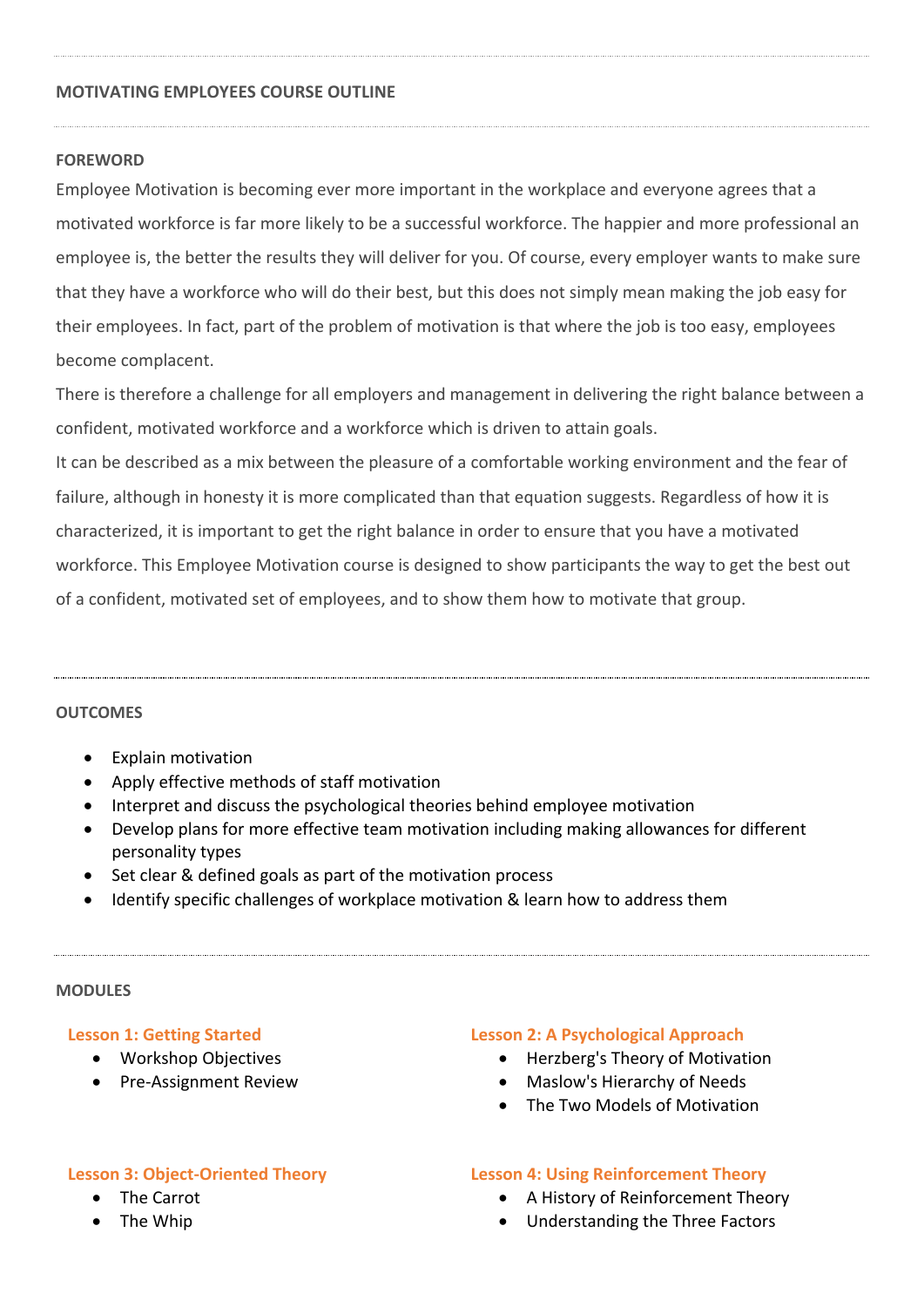## MOTIVATING EMPLOYEES COURSE OUTLINE

### FOREWORD

Employee Motivation is becoming ever more important in the workplace and everyone agrees that a motivated workforce is far more likely to be a successful workforce. The happier and more professional an employee is, the better the results they will deliver for you. Of course, every employer wants to make sure that they have a workforce who will do their best, but this does not simply mean making the job easy for their employees. In fact, part of the problem of motivation is that where the job is too easy, employees become complacent.

There is therefore a challenge for all employers and management in delivering the right balance between a confident, motivated workforce and a workforce which is driven to attain goals.

It can be described as a mix between the pleasure of a comfortable working environment and the fear of failure, although in honesty it is more complicated than that equation suggests. Regardless of how it is characterized, it is important to get the right balance in order to ensure that you have a motivated workforce. This Employee Motivation course is designed to show participants the way to get the best out of a confident, motivated set of employees, and to show them how to motivate that group.

### OUTCOMES

- Explain motivation
- Apply effective methods of staff motivation
- Interpret and discuss the psychological theories behind employee motivation
- Develop plans for more effective team motivation including making allowances for different personality types
- Set clear & defined goals as part of the motivation process
- Identify specific challenges of workplace motivation & learn how to address them

### MODULES

**Lesson 1: Getting Started**
- Workshop Objectives
- Pre-Assignment Review

**Lesson 2: A Psychological Approach**
- Herzberg's Theory of Motivation
- Maslow's Hierarchy of Needs
- The Two Models of Motivation

**Lesson 3: Object-Oriented Theory**
- The Carrot
- The Whip

**Lesson 4: Using Reinforcement Theory**
- A History of Reinforcement Theory
- Understanding the Three Factors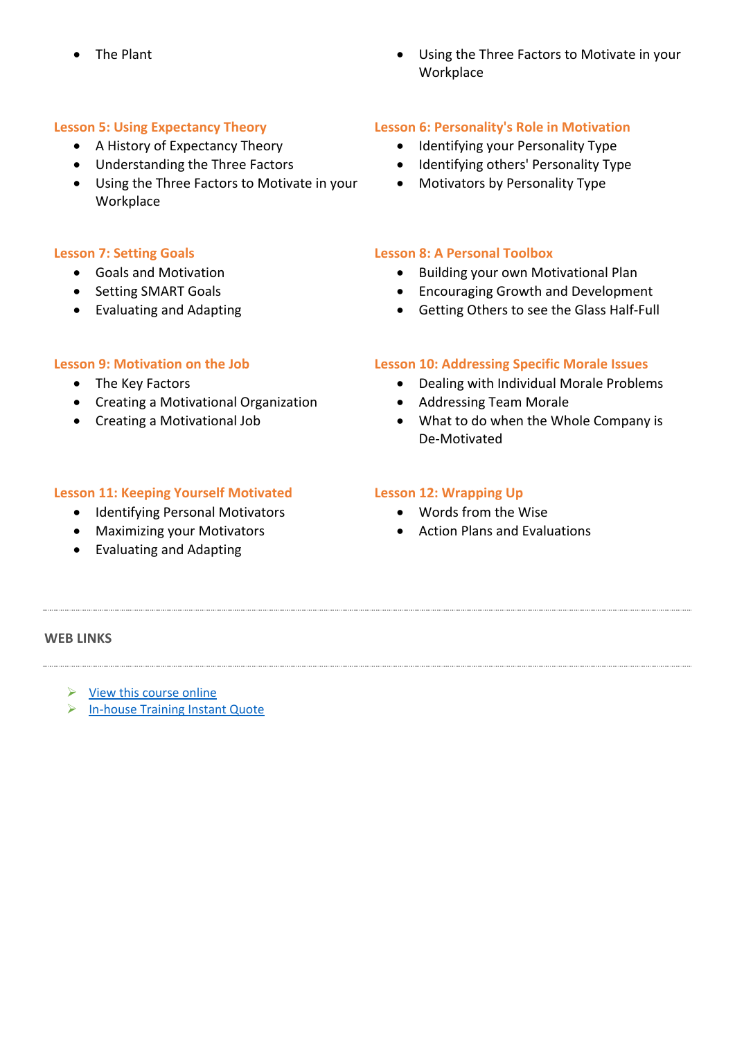- The Plant

- Using the Three Factors to Motivate in your Workplace

**Lesson 5: Using Expectancy Theory**

- A History of Expectancy Theory
- Understanding the Three Factors
- Using the Three Factors to Motivate in your Workplace

**Lesson 6: Personality's Role in Motivation**

- Identifying your Personality Type
- Identifying others' Personality Type
- Motivators by Personality Type

**Lesson 7: Setting Goals**

- Goals and Motivation
- Setting SMART Goals
- Evaluating and Adapting

**Lesson 8: A Personal Toolbox**

- Building your own Motivational Plan
- Encouraging Growth and Development
- Getting Others to see the Glass Half-Full

**Lesson 9: Motivation on the Job**

- The Key Factors
- Creating a Motivational Organization
- Creating a Motivational Job

**Lesson 10: Addressing Specific Morale Issues**

- Dealing with Individual Morale Problems
- Addressing Team Morale
- What to do when the Whole Company is De-Motivated

**Lesson 11: Keeping Yourself Motivated**

- Identifying Personal Motivators
- Maximizing your Motivators
- Evaluating and Adapting

**Lesson 12: Wrapping Up**

- Words from the Wise
- Action Plans and Evaluations

---

## WEB LINKS

---

- View this course online
- In-house Training Instant Quote